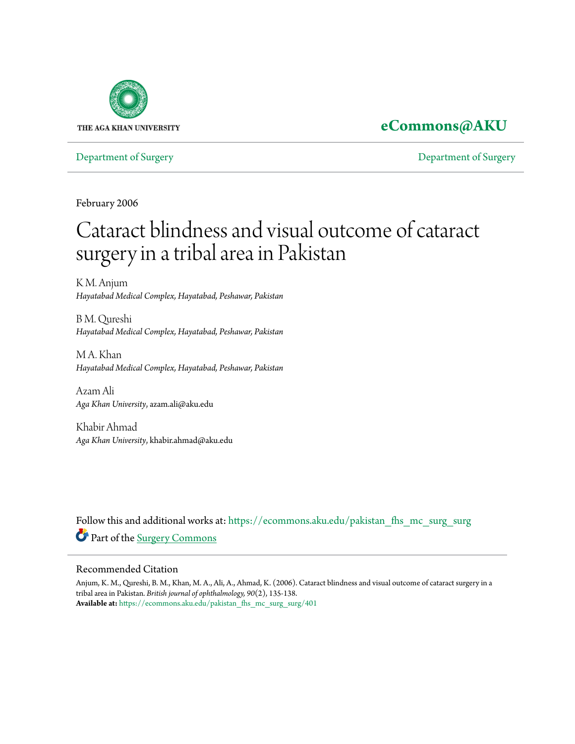THE AGA KHAN UNIVERSITY

**eCommons@AKU**

Department of Surgery | Department of Surgery

February 2006

# Cataract blindness and visual outcome of cataract surgery in a tribal area in Pakistan

K M. Anjum
*Hayatabad Medical Complex, Hayatabad, Peshawar, Pakistan*

B M. Qureshi
*Hayatabad Medical Complex, Hayatabad, Peshawar, Pakistan*

M A. Khan
*Hayatabad Medical Complex, Hayatabad, Peshawar, Pakistan*

Azam Ali
*Aga Khan University*, azam.ali@aku.edu

Khabir Ahmad
*Aga Khan University*, khabir.ahmad@aku.edu

Follow this and additional works at: https://ecommons.aku.edu/pakistan_fhs_mc_surg_surg

Part of the Surgery Commons

## Recommended Citation

Anjum, K. M., Qureshi, B. M., Khan, M. A., Ali, A., Ahmad, K. (2006). Cataract blindness and visual outcome of cataract surgery in a tribal area in Pakistan. *British journal of ophthalmology, 90*(2), 135-138.
**Available at:** https://ecommons.aku.edu/pakistan_fhs_mc_surg_surg/401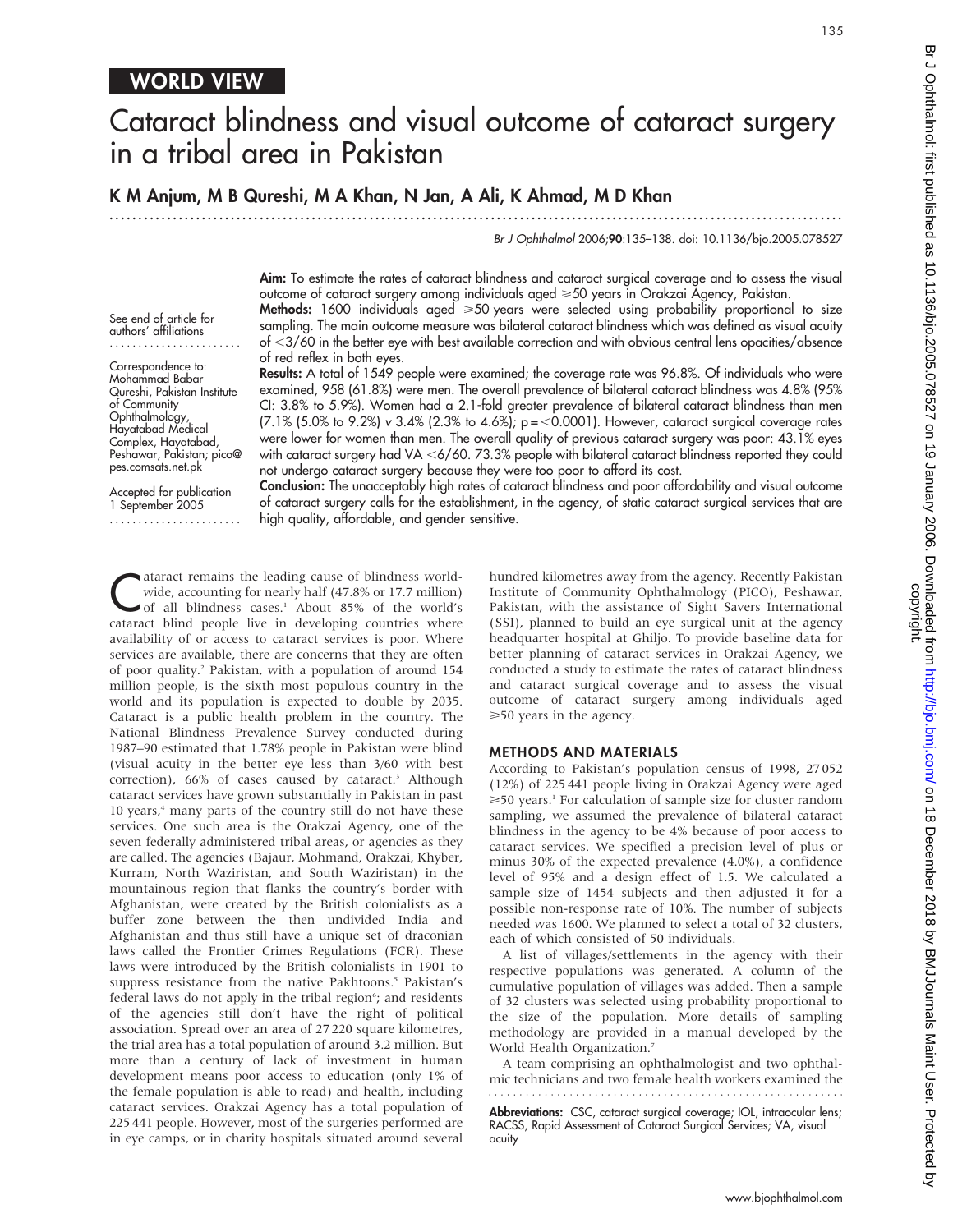## WORLD VIEW

# Cataract blindness and visual outcome of cataract surgery in a tribal area in Pakistan

**K M Anjum, M B Qureshi, M A Khan, N Jan, A Ali, K Ahmad, M D Khan**

*Br J Ophthalmol* 2006;**90**:135–138. doi: 10.1136/bjo.2005.078527

See end of article for authors' affiliations

Correspondence to: Mohammad Babar Qureshi, Pakistan Institute of Community Ophthalmology, Hayatabad Medical Complex, Hayatabad, Peshawar, Pakistan; pico@pes.comsats.net.pk

Accepted for publication 1 September 2005

**Aim:** To estimate the rates of cataract blindness and cataract surgical coverage and to assess the visual outcome of cataract surgery among individuals aged ⩾50 years in Orakzai Agency, Pakistan.

**Methods:** 1600 individuals aged ⩾50 years were selected using probability proportional to size sampling. The main outcome measure was bilateral cataract blindness which was defined as visual acuity of <3/60 in the better eye with best available correction and with obvious central lens opacities/absence of red reflex in both eyes.

**Results:** A total of 1549 people were examined; the coverage rate was 96.8%. Of individuals who were examined, 958 (61.8%) were men. The overall prevalence of bilateral cataract blindness was 4.8% (95% CI: 3.8% to 5.9%). Women had a 2.1-fold greater prevalence of bilateral cataract blindness than men (7.1% (5.0% to 9.2%) *v* 3.4% (2.3% to 4.6%); p = <0.0001). However, cataract surgical coverage rates were lower for women than men. The overall quality of previous cataract surgery was poor: 43.1% eyes with cataract surgery had VA <6/60. 73.3% people with bilateral cataract blindness reported they could not undergo cataract surgery because they were too poor to afford its cost.

**Conclusion:** The unacceptably high rates of cataract blindness and poor affordability and visual outcome of cataract surgery calls for the establishment, in the agency, of static cataract surgical services that are high quality, affordable, and gender sensitive.

Cataract remains the leading cause of blindness worldwide, accounting for nearly half (47.8% or 17.7 million) of all blindness cases.[1] About 85% of the world's cataract blind people live in developing countries where availability of or access to cataract services is poor. Where services are available, there are concerns that they are often of poor quality.[2] Pakistan, with a population of around 154 million people, is the sixth most populous country in the world and its population is expected to double by 2035. Cataract is a public health problem in the country. The National Blindness Prevalence Survey conducted during 1987–90 estimated that 1.78% people in Pakistan were blind (visual acuity in the better eye less than 3/60 with best correction), 66% of cases caused by cataract.[3] Although cataract services have grown substantially in Pakistan in past 10 years,[4] many parts of the country still do not have these services. One such area is the Orakzai Agency, one of the seven federally administered tribal areas, or agencies as they are called. The agencies (Bajaur, Mohmand, Orakzai, Khyber, Kurram, North Waziristan, and South Waziristan) in the mountainous region that flanks the country's border with Afghanistan, were created by the British colonialists as a buffer zone between the then undivided India and Afghanistan and thus still have a unique set of draconian laws called the Frontier Crimes Regulations (FCR). These laws were introduced by the British colonialists in 1901 to suppress resistance from the native Pakhtoons.[5] Pakistan's federal laws do not apply in the tribal region[6]; and residents of the agencies still don't have the right of political association. Spread over an area of 27 220 square kilometres, the trial area has a total population of around 3.2 million. But more than a century of lack of investment in human development means poor access to education (only 1% of the female population is able to read) and health, including cataract services. Orakzai Agency has a total population of 225 441 people. However, most of the surgeries performed are in eye camps, or in charity hospitals situated around several hundred kilometres away from the agency. Recently Pakistan Institute of Community Ophthalmology (PICO), Peshawar, Pakistan, with the assistance of Sight Savers International (SSI), planned to build an eye surgical unit at the agency headquarter hospital at Ghiljo. To provide baseline data for better planning of cataract services in Orakzai Agency, we conducted a study to estimate the rates of cataract blindness and cataract surgical coverage and to assess the visual outcome of cataract surgery among individuals aged ⩾50 years in the agency.

## METHODS AND MATERIALS

According to Pakistan's population census of 1998, 27 052 (12%) of 225 441 people living in Orakzai Agency were aged ⩾50 years.[1] For calculation of sample size for cluster random sampling, we assumed the prevalence of bilateral cataract blindness in the agency to be 4% because of poor access to cataract services. We specified a precision level of plus or minus 30% of the expected prevalence (4.0%), a confidence level of 95% and a design effect of 1.5. We calculated a sample size of 1454 subjects and then adjusted it for a possible non-response rate of 10%. The number of subjects needed was 1600. We planned to select a total of 32 clusters, each of which consisted of 50 individuals.

A list of villages/settlements in the agency with their respective populations was generated. A column of the cumulative population of villages was added. Then a sample of 32 clusters was selected using probability proportional to the size of the population. More details of sampling methodology are provided in a manual developed by the World Health Organization.[7]

A team comprising an ophthalmologist and two ophthalmic technicians and two female health workers examined the

**Abbreviations:** CSC, cataract surgical coverage; IOL, intraocular lens; RACSS, Rapid Assessment of Cataract Surgical Services; VA, visual acuity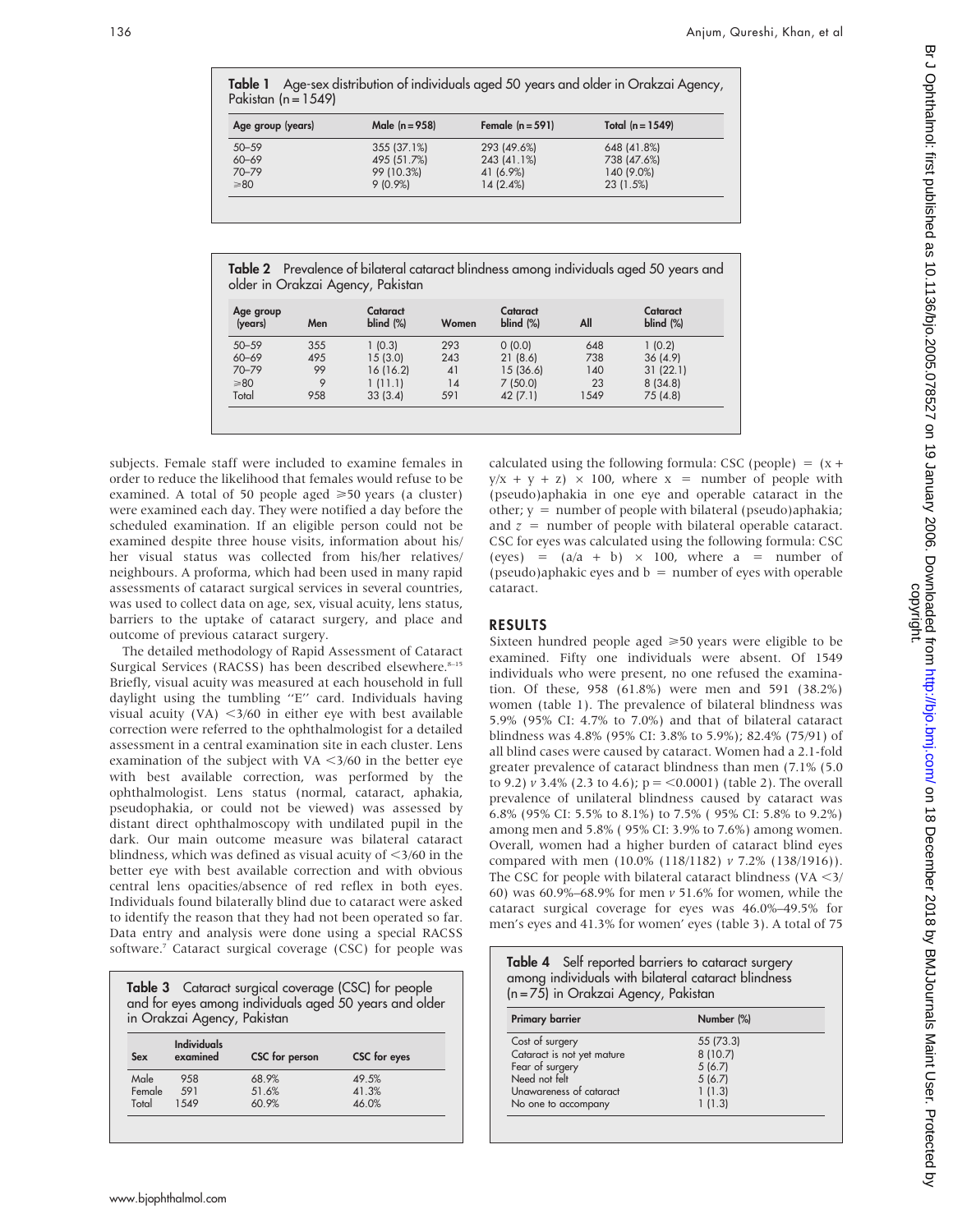**Table 1** Age-sex distribution of individuals aged 50 years and older in Orakzai Agency, Pakistan (n = 1549)

| Age group (years) | Male (n = 958) | Female (n = 591) | Total (n = 1549) |
|---|---|---|---|
| 50–59 | 355 (37.1%) | 293 (49.6%) | 648 (41.8%) |
| 60–69 | 495 (51.7%) | 243 (41.1%) | 738 (47.6%) |
| 70–79 | 99 (10.3%) | 41 (6.9%) | 140 (9.0%) |
| ⩾80 | 9 (0.9%) | 14 (2.4%) | 23 (1.5%) |

**Table 2** Prevalence of bilateral cataract blindness among individuals aged 50 years and older in Orakzai Agency, Pakistan

| Age group (years) | Men | Cataract blind (%) | Women | Cataract blind (%) | All | Cataract blind (%) |
|---|---|---|---|---|---|---|
| 50–59 | 355 | 1 (0.3) | 293 | 0 (0.0) | 648 | 1 (0.2) |
| 60–69 | 495 | 15 (3.0) | 243 | 21 (8.6) | 738 | 36 (4.9) |
| 70–79 | 99 | 16 (16.2) | 41 | 15 (36.6) | 140 | 31 (22.1) |
| ⩾80 | 9 | 1 (11.1) | 14 | 7 (50.0) | 23 | 8 (34.8) |
| Total | 958 | 33 (3.4) | 591 | 42 (7.1) | 1549 | 75 (4.8) |

subjects. Female staff were included to examine females in order to reduce the likelihood that females would refuse to be examined. A total of 50 people aged ⩾50 years (a cluster) were examined each day. They were notified a day before the scheduled examination. If an eligible person could not be examined despite three house visits, information about his/her visual status was collected from his/her relatives/neighbours. A proforma, which had been used in many rapid assessments of cataract surgical services in several countries, was used to collect data on age, sex, visual acuity, lens status, barriers to the uptake of cataract surgery, and place and outcome of previous cataract surgery.

The detailed methodology of Rapid Assessment of Cataract Surgical Services (RACSS) has been described elsewhere.[8–15] Briefly, visual acuity was measured at each household in full daylight using the tumbling "E" card. Individuals having visual acuity (VA) <3/60 in either eye with best available correction were referred to the ophthalmologist for a detailed assessment in a central examination site in each cluster. Lens examination of the subject with VA <3/60 in the better eye with best available correction, was performed by the ophthalmologist. Lens status (normal, cataract, aphakia, pseudophakia, or could not be viewed) was assessed by distant direct ophthalmoscopy with undilated pupil in the dark. Our main outcome measure was bilateral cataract blindness, which was defined as visual acuity of <3/60 in the better eye with best available correction and with obvious central lens opacities/absence of red reflex in both eyes. Individuals found bilaterally blind due to cataract were asked to identify the reason that they had not been operated so far. Data entry and analysis were done using a special RACSS software.[7] Cataract surgical coverage (CSC) for people was calculated using the following formula: CSC (people) $= (x + y/x + y + z) \times 100$, where $x$ = number of people with (pseudo)aphakia in one eye and operable cataract in the other; $y$ = number of people with bilateral (pseudo)aphakia; and $z$ = number of people with bilateral operable cataract. CSC for eyes was calculated using the following formula: CSC (eyes) $= (a/a + b) \times 100$, where $a$ = number of (pseudo)aphakic eyes and $b$ = number of eyes with operable cataract.

## RESULTS

Sixteen hundred people aged ⩾50 years were eligible to be examined. Fifty one individuals were absent. Of 1549 individuals who were present, no one refused the examination. Of these, 958 (61.8%) were men and 591 (38.2%) women (table 1). The prevalence of bilateral blindness was 5.9% (95% CI: 4.7% to 7.0%) and that of bilateral cataract blindness was 4.8% (95% CI: 3.8% to 5.9%); 82.4% (75/91) of all blind cases were caused by cataract. Women had a 2.1-fold greater prevalence of cataract blindness than men (7.1% (5.0 to 9.2) *v* 3.4% (2.3 to 4.6); p = <0.0001) (table 2). The overall prevalence of unilateral blindness caused by cataract was 6.8% (95% CI: 5.5% to 8.1%) to 7.5% ( 95% CI: 5.8% to 9.2%) among men and 5.8% ( 95% CI: 3.9% to 7.6%) among women. Overall, women had a higher burden of cataract blind eyes compared with men (10.0% (118/1182) *v* 7.2% (138/1916)). The CSC for people with bilateral cataract blindness (VA <3/60) was 60.9%–68.9% for men *v* 51.6% for women, while the cataract surgical coverage for eyes was 46.0%–49.5% for men's eyes and 41.3% for women' eyes (table 3). A total of 75

**Table 3** Cataract surgical coverage (CSC) for people and for eyes among individuals aged 50 years and older in Orakzai Agency, Pakistan

| Sex | Individuals examined | CSC for person | CSC for eyes |
|---|---|---|---|
| Male | 958 | 68.9% | 49.5% |
| Female | 591 | 51.6% | 41.3% |
| Total | 1549 | 60.9% | 46.0% |

**Table 4** Self reported barriers to cataract surgery among individuals with bilateral cataract blindness (n = 75) in Orakzai Agency, Pakistan

| Primary barrier | Number (%) |
|---|---|
| Cost of surgery | 55 (73.3) |
| Cataract is not yet mature | 8 (10.7) |
| Fear of surgery | 5 (6.7) |
| Need not felt | 5 (6.7) |
| Unawareness of cataract | 1 (1.3) |
| No one to accompany | 1 (1.3) |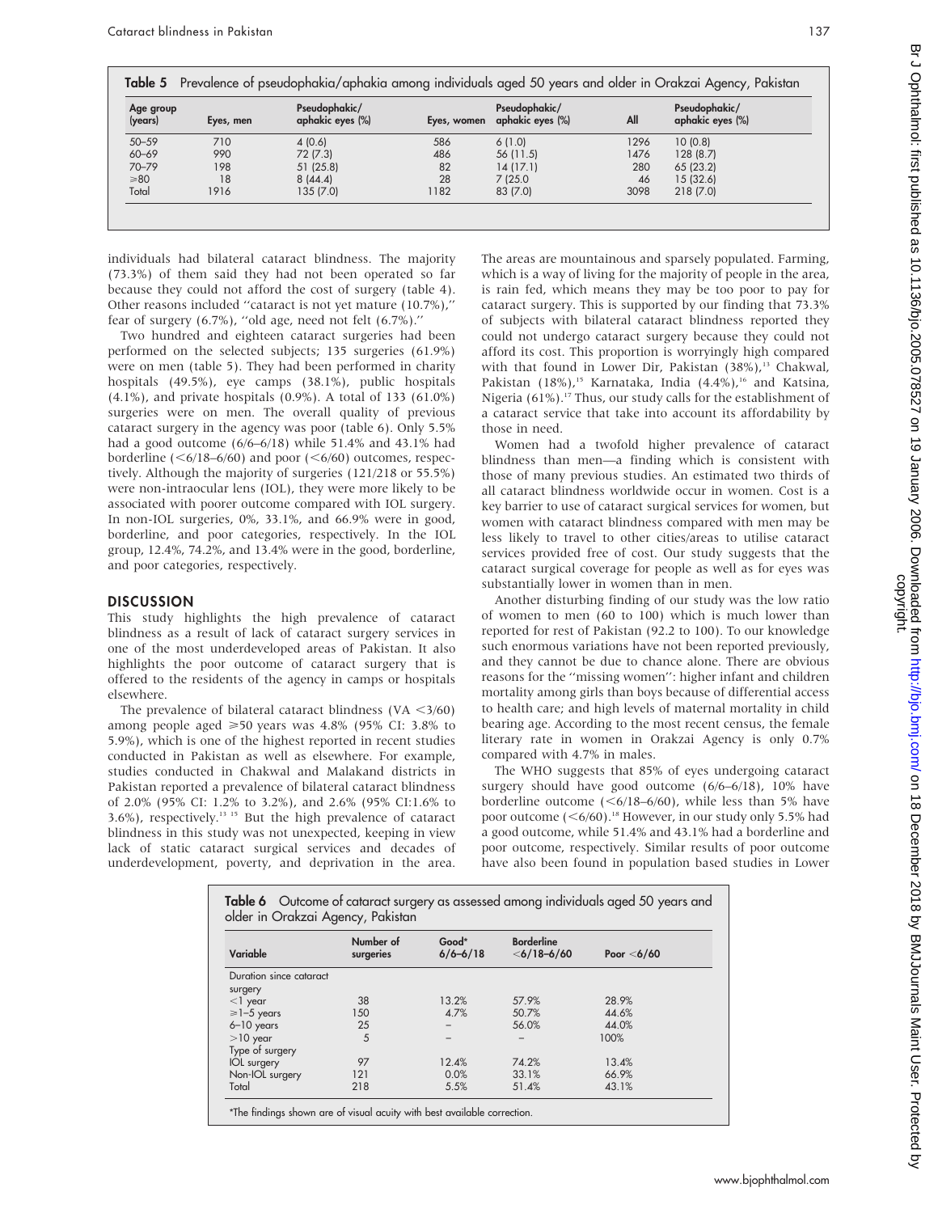**Table 5** Prevalence of pseudophakia/aphakia among individuals aged 50 years and older in Orakzai Agency, Pakistan

| Age group (years) | Eyes, men | Pseudophakic/ aphakic eyes (%) | Eyes, women | Pseudophakic/ aphakic eyes (%) | All | Pseudophakic/ aphakic eyes (%) |
|---|---|---|---|---|---|---|
| 50–59 | 710 | 4 (0.6) | 586 | 6 (1.0) | 1296 | 10 (0.8) |
| 60–69 | 990 | 72 (7.3) | 486 | 56 (11.5) | 1476 | 128 (8.7) |
| 70–79 | 198 | 51 (25.8) | 82 | 14 (17.1) | 280 | 65 (23.2) |
| ≥80 | 18 | 8 (44.4) | 28 | 7 (25.0 | 46 | 15 (32.6) |
| Total | 1916 | 135 (7.0) | 1182 | 83 (7.0) | 3098 | 218 (7.0) |

individuals had bilateral cataract blindness. The majority (73.3%) of them said they had not been operated so far because they could not afford the cost of surgery (table 4). Other reasons included "cataract is not yet mature (10.7%)," fear of surgery (6.7%), "old age, need not felt (6.7%)."

Two hundred and eighteen cataract surgeries had been performed on the selected subjects; 135 surgeries (61.9%) were on men (table 5). They had been performed in charity hospitals (49.5%), eye camps (38.1%), public hospitals (4.1%), and private hospitals (0.9%). A total of 133 (61.0%) surgeries were on men. The overall quality of previous cataract surgery in the agency was poor (table 6). Only 5.5% had a good outcome (6/6–6/18) while 51.4% and 43.1% had borderline (<6/18–6/60) and poor (<6/60) outcomes, respectively. Although the majority of surgeries (121/218 or 55.5%) were non-intraocular lens (IOL), they were more likely to be associated with poorer outcome compared with IOL surgery. In non-IOL surgeries, 0%, 33.1%, and 66.9% were in good, borderline, and poor categories, respectively. In the IOL group, 12.4%, 74.2%, and 13.4% were in the good, borderline, and poor categories, respectively.

## DISCUSSION

This study highlights the high prevalence of cataract blindness as a result of lack of cataract surgery services in one of the most underdeveloped areas of Pakistan. It also highlights the poor outcome of cataract surgery that is offered to the residents of the agency in camps or hospitals elsewhere.

The prevalence of bilateral cataract blindness (VA <3/60) among people aged ≥50 years was 4.8% (95% CI: 3.8% to 5.9%), which is one of the highest reported in recent studies conducted in Pakistan as well as elsewhere. For example, studies conducted in Chakwal and Malakand districts in Pakistan reported a prevalence of bilateral cataract blindness of 2.0% (95% CI: 1.2% to 3.2%), and 2.6% (95% CI:1.6% to 3.6%), respectively.[13 15] But the high prevalence of cataract blindness in this study was not unexpected, keeping in view lack of static cataract surgical services and decades of underdevelopment, poverty, and deprivation in the area. The areas are mountainous and sparsely populated. Farming, which is a way of living for the majority of people in the area, is rain fed, which means they may be too poor to pay for cataract surgery. This is supported by our finding that 73.3% of subjects with bilateral cataract blindness reported they could not undergo cataract surgery because they could not afford its cost. This proportion is worryingly high compared with that found in Lower Dir, Pakistan (38%),[13] Chakwal, Pakistan (18%),[15] Karnataka, India (4.4%),[16] and Katsina, Nigeria (61%).[17] Thus, our study calls for the establishment of a cataract service that take into account its affordability by those in need.

Women had a twofold higher prevalence of cataract blindness than men—a finding which is consistent with those of many previous studies. An estimated two thirds of all cataract blindness worldwide occur in women. Cost is a key barrier to use of cataract surgical services for women, but women with cataract blindness compared with men may be less likely to travel to other cities/areas to utilise cataract services provided free of cost. Our study suggests that the cataract surgical coverage for people as well as for eyes was substantially lower in women than in men.

Another disturbing finding of our study was the low ratio of women to men (60 to 100) which is much lower than reported for rest of Pakistan (92.2 to 100). To our knowledge such enormous variations have not been reported previously, and they cannot be due to chance alone. There are obvious reasons for the "missing women": higher infant and children mortality among girls than boys because of differential access to health care; and high levels of maternal mortality in child bearing age. According to the most recent census, the female literary rate in women in Orakzai Agency is only 0.7% compared with 4.7% in males.

The WHO suggests that 85% of eyes undergoing cataract surgery should have good outcome (6/6–6/18), 10% have borderline outcome (<6/18–6/60), while less than 5% have poor outcome (<6/60).[18] However, in our study only 5.5% had a good outcome, while 51.4% and 43.1% had a borderline and poor outcome, respectively. Similar results of poor outcome have also been found in population based studies in Lower

**Table 6** Outcome of cataract surgery as assessed among individuals aged 50 years and older in Orakzai Agency, Pakistan

| Variable | Number of surgeries | Good* 6/6–6/18 | Borderline <6/18–6/60 | Poor <6/60 |
|---|---|---|---|---|
| Duration since cataract surgery | | | | |
| <1 year | 38 | 13.2% | 57.9% | 28.9% |
| ≥1–5 years | 150 | 4.7% | 50.7% | 44.6% |
| 6–10 years | 25 | – | 56.0% | 44.0% |
| >10 year | 5 | – | – | 100% |
| Type of surgery | | | | |
| IOL surgery | 97 | 12.4% | 74.2% | 13.4% |
| Non-IOL surgery | 121 | 0.0% | 33.1% | 66.9% |
| Total | 218 | 5.5% | 51.4% | 43.1% |

*The findings shown are of visual acuity with best available correction.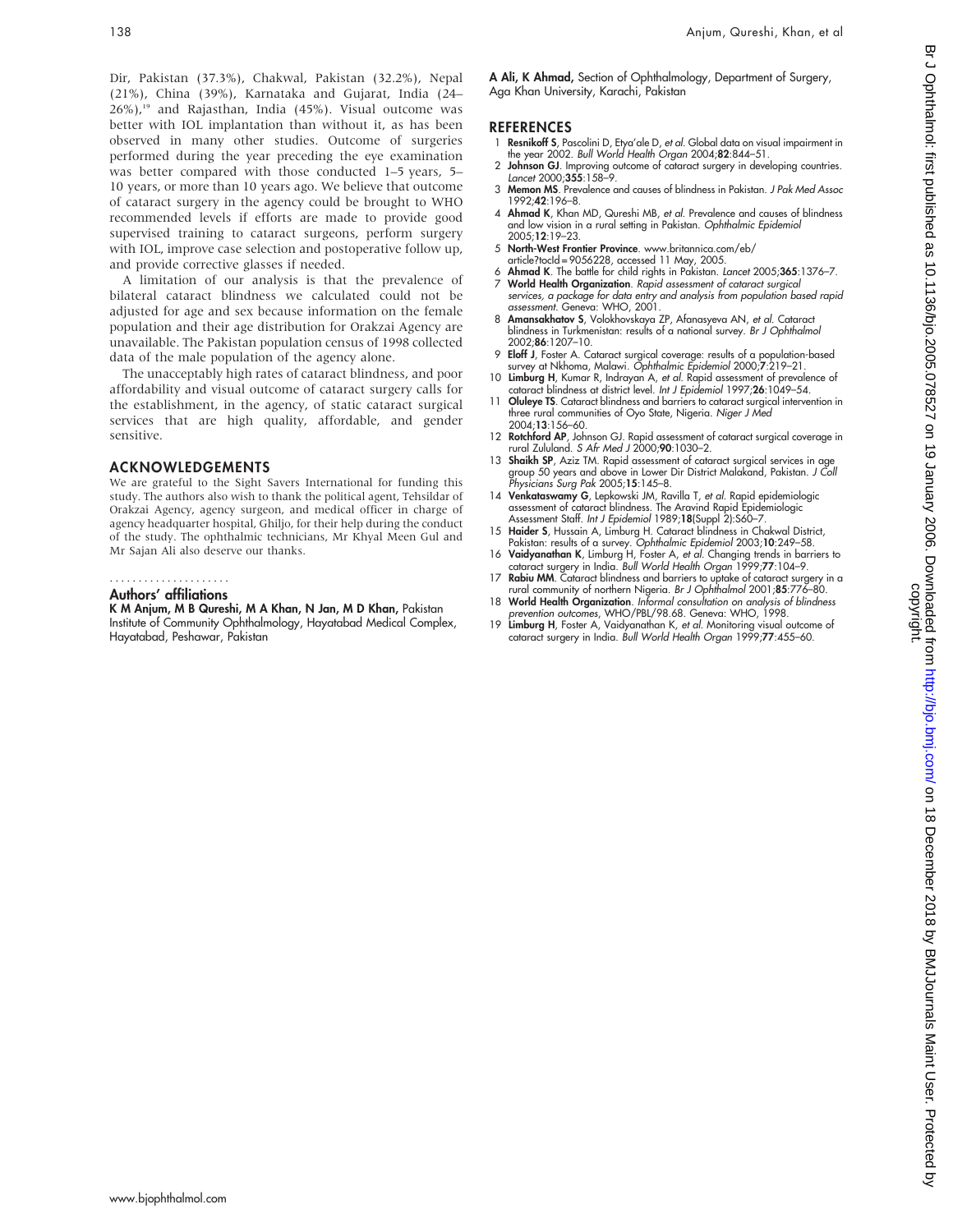Dir, Pakistan (37.3%), Chakwal, Pakistan (32.2%), Nepal (21%), China (39%), Karnataka and Gujarat, India (24–26%),[19] and Rajasthan, India (45%). Visual outcome was better with IOL implantation than without it, as has been observed in many other studies. Outcome of surgeries performed during the year preceding the eye examination was better compared with those conducted 1–5 years, 5–10 years, or more than 10 years ago. We believe that outcome of cataract surgery in the agency could be brought to WHO recommended levels if efforts are made to provide good supervised training to cataract surgeons, perform surgery with IOL, improve case selection and postoperative follow up, and provide corrective glasses if needed.

A limitation of our analysis is that the prevalence of bilateral cataract blindness we calculated could not be adjusted for age and sex because information on the female population and their age distribution for Orakzai Agency are unavailable. The Pakistan population census of 1998 collected data of the male population of the agency alone.

The unacceptably high rates of cataract blindness, and poor affordability and visual outcome of cataract surgery calls for the establishment, in the agency, of static cataract surgical services that are high quality, affordable, and gender sensitive.

## ACKNOWLEDGEMENTS

We are grateful to the Sight Savers International for funding this study. The authors also wish to thank the political agent, Tehsildar of Orakzai Agency, agency surgeon, and medical officer in charge of agency headquarter hospital, Ghiljo, for their help during the conduct of the study. The ophthalmic technicians, Mr Khyal Meen Gul and Mr Sajan Ali also deserve our thanks.

### Authors' affiliations

**K M Anjum, M B Qureshi, M A Khan, N Jan, M D Khan,** Pakistan Institute of Community Ophthalmology, Hayatabad Medical Complex, Hayatabad, Peshawar, Pakistan

**A Ali, K Ahmad,** Section of Ophthalmology, Department of Surgery, Aga Khan University, Karachi, Pakistan

## REFERENCES

1. **Resnikoff S**, Pascolini D, Etya'ale D, *et al*. Global data on visual impairment in the year 2002. *Bull World Health Organ* 2004;**82**:844–51.
2. **Johnson GJ**. Improving outcome of cataract surgery in developing countries. *Lancet* 2000;**355**:158–9.
3. **Memon MS**. Prevalence and causes of blindness in Pakistan. *J Pak Med Assoc* 1992;**42**:196–8.
4. **Ahmad K**, Khan MD, Qureshi MB, *et al*. Prevalence and causes of blindness and low vision in a rural setting in Pakistan. *Ophthalmic Epidemiol* 2005;**12**:19–23.
5. **North-West Frontier Province**. www.britannica.com/eb/article?tocId=9056228, accessed 11 May, 2005.
6. **Ahmad K**. The battle for child rights in Pakistan. *Lancet* 2005;**365**:1376–7.
7. **World Health Organization**. *Rapid assessment of cataract surgical services, a package for data entry and analysis from population based rapid assessment*. Geneva: WHO, 2001.
8. **Amansakhatov S**, Volokhovskaya ZP, Afanasyeva AN, *et al*. Cataract blindness in Turkmenistan: results of a national survey. *Br J Ophthalmol* 2002;**86**:1207–10.
9. **Eloff J**, Foster A. Cataract surgical coverage: results of a population-based survey at Nkhoma, Malawi. *Ophthalmic Epidemiol* 2000;**7**:219–21.
10. **Limburg H**, Kumar R, Indrayan A, *et al*. Rapid assessment of prevalence of cataract blindness at district level. *Int J Epidemiol* 1997;**26**:1049–54.
11. **Oluleye TS**. Cataract blindness and barriers to cataract surgical intervention in three rural communities of Oyo State, Nigeria. *Niger J Med* 2004;**13**:156–60.
12. **Rotchford AP**, Johnson GJ. Rapid assessment of cataract surgical coverage in rural Zululand. *S Afr Med J* 2000;**90**:1030–2.
13. **Shaikh SP**, Aziz TM. Rapid assessment of cataract surgical services in age group 50 years and above in Lower Dir District Malakand, Pakistan. *J Coll Physicians Surg Pak* 2005;**15**:145–8.
14. **Venkataswamy G**, Lepkowski JM, Ravilla T, *et al*. Rapid epidemiologic assessment of cataract blindness. The Aravind Rapid Epidemiologic Assessment Staff. *Int J Epidemiol* 1989;**18**(Suppl 2):S60–7.
15. **Haider S**, Hussain A, Limburg H. Cataract blindness in Chakwal District, Pakistan: results of a survey. *Ophthalmic Epidemiol* 2003;**10**:249–58.
16. **Vaidyanathan K**, Limburg H, Foster A, *et al*. Changing trends in barriers to cataract surgery in India. *Bull World Health Organ* 1999;**77**:104–9.
17. **Rabiu MM**. Cataract blindness and barriers to uptake of cataract surgery in a rural community of northern Nigeria. *Br J Ophthalmol* 2001;**85**:776–80.
18. **World Health Organization**. *Informal consultation on analysis of blindness prevention outcomes*, WHO/PBL/98.68. Geneva: WHO, 1998.
19. **Limburg H**, Foster A, Vaidyanathan K, *et al*. Monitoring visual outcome of cataract surgery in India. *Bull World Health Organ* 1999;**77**:455–60.